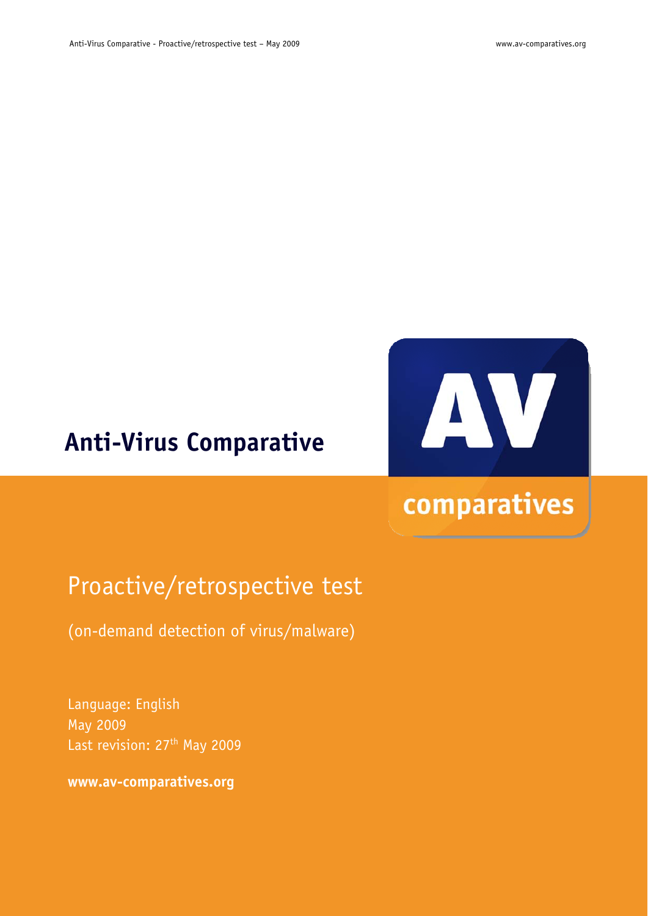# Anti-Virus Comparative

## Proactive/retrospective test

(on-demand detection of virus/malware)

Language: English
May 2009
Last revision: 27th May 2009

**www.av-comparatives.org**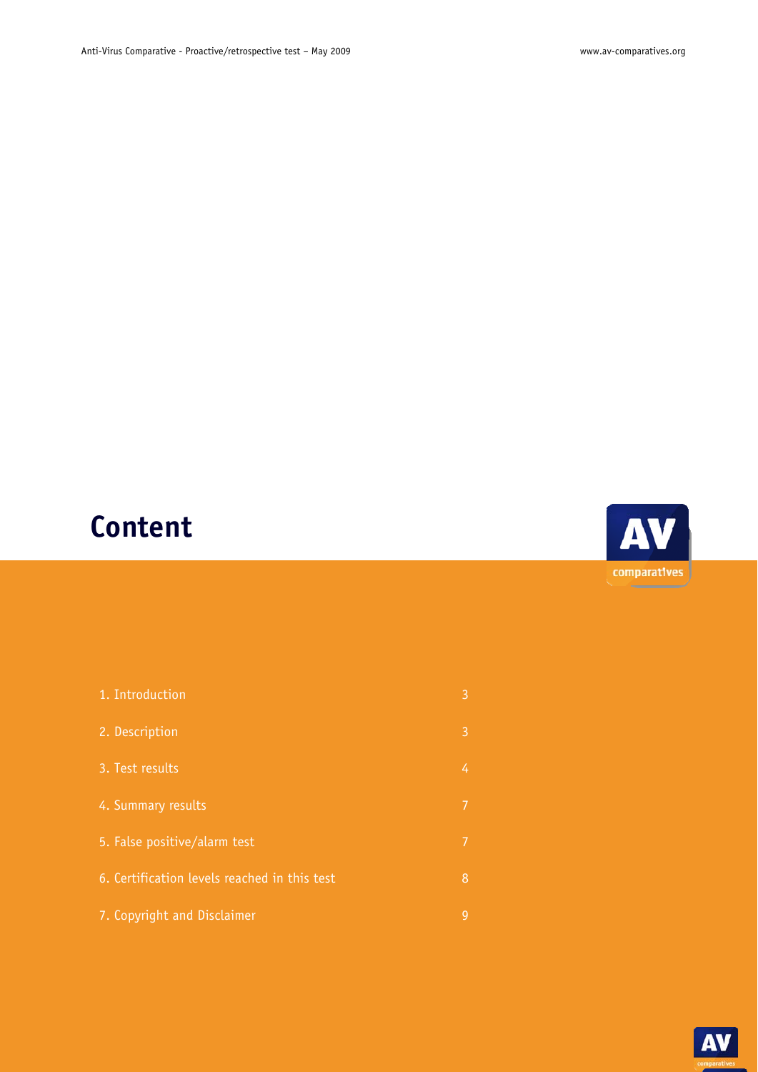# Content

| | |
|---|---|
| 1. Introduction | 3 |
| 2. Description | 3 |
| 3. Test results | 4 |
| 4. Summary results | 7 |
| 5. False positive/alarm test | 7 |
| 6. Certification levels reached in this test | 8 |
| 7. Copyright and Disclaimer | 9 |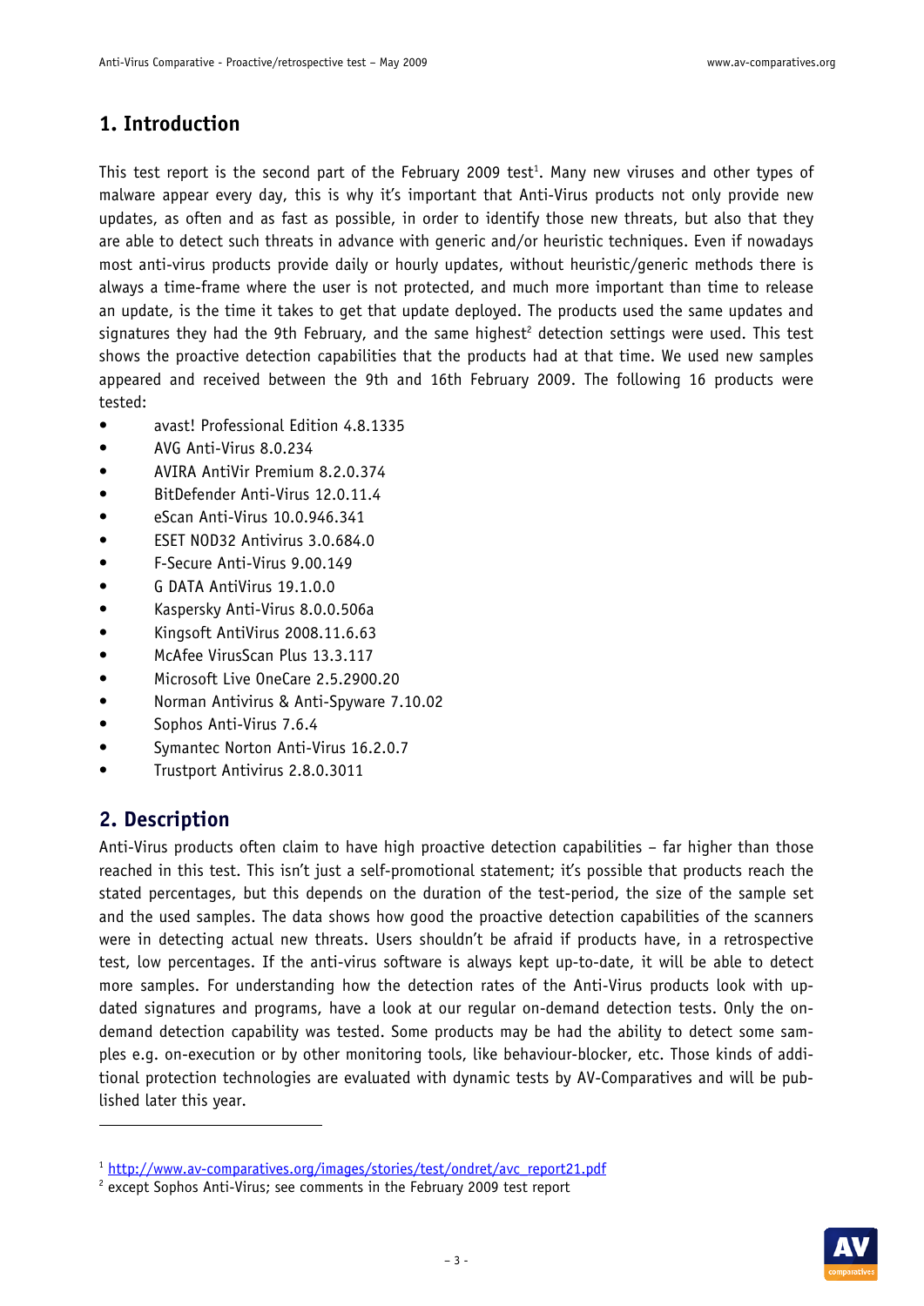## 1. Introduction

This test report is the second part of the February 2009 test[1]. Many new viruses and other types of malware appear every day, this is why it's important that Anti-Virus products not only provide new updates, as often and as fast as possible, in order to identify those new threats, but also that they are able to detect such threats in advance with generic and/or heuristic techniques. Even if nowadays most anti-virus products provide daily or hourly updates, without heuristic/generic methods there is always a time-frame where the user is not protected, and much more important than time to release an update, is the time it takes to get that update deployed. The products used the same updates and signatures they had the 9th February, and the same highest[2] detection settings were used. This test shows the proactive detection capabilities that the products had at that time. We used new samples appeared and received between the 9th and 16th February 2009. The following 16 products were tested:

- avast! Professional Edition 4.8.1335
- AVG Anti-Virus 8.0.234
- AVIRA AntiVir Premium 8.2.0.374
- BitDefender Anti-Virus 12.0.11.4
- eScan Anti-Virus 10.0.946.341
- ESET NOD32 Antivirus 3.0.684.0
- F-Secure Anti-Virus 9.00.149
- G DATA AntiVirus 19.1.0.0
- Kaspersky Anti-Virus 8.0.0.506a
- Kingsoft AntiVirus 2008.11.6.63
- McAfee VirusScan Plus 13.3.117
- Microsoft Live OneCare 2.5.2900.20
- Norman Antivirus & Anti-Spyware 7.10.02
- Sophos Anti-Virus 7.6.4
- Symantec Norton Anti-Virus 16.2.0.7
- Trustport Antivirus 2.8.0.3011

## 2. Description

Anti-Virus products often claim to have high proactive detection capabilities – far higher than those reached in this test. This isn't just a self-promotional statement; it's possible that products reach the stated percentages, but this depends on the duration of the test-period, the size of the sample set and the used samples. The data shows how good the proactive detection capabilities of the scanners were in detecting actual new threats. Users shouldn't be afraid if products have, in a retrospective test, low percentages. If the anti-virus software is always kept up-to-date, it will be able to detect more samples. For understanding how the detection rates of the Anti-Virus products look with updated signatures and programs, have a look at our regular on-demand detection tests. Only the on-demand detection capability was tested. Some products may be had the ability to detect some samples e.g. on-execution or by other monitoring tools, like behaviour-blocker, etc. Those kinds of additional protection technologies are evaluated with dynamic tests by AV-Comparatives and will be published later this year.

---

[1] http://www.av-comparatives.org/images/stories/test/ondret/avc_report21.pdf

[2] except Sophos Anti-Virus; see comments in the February 2009 test report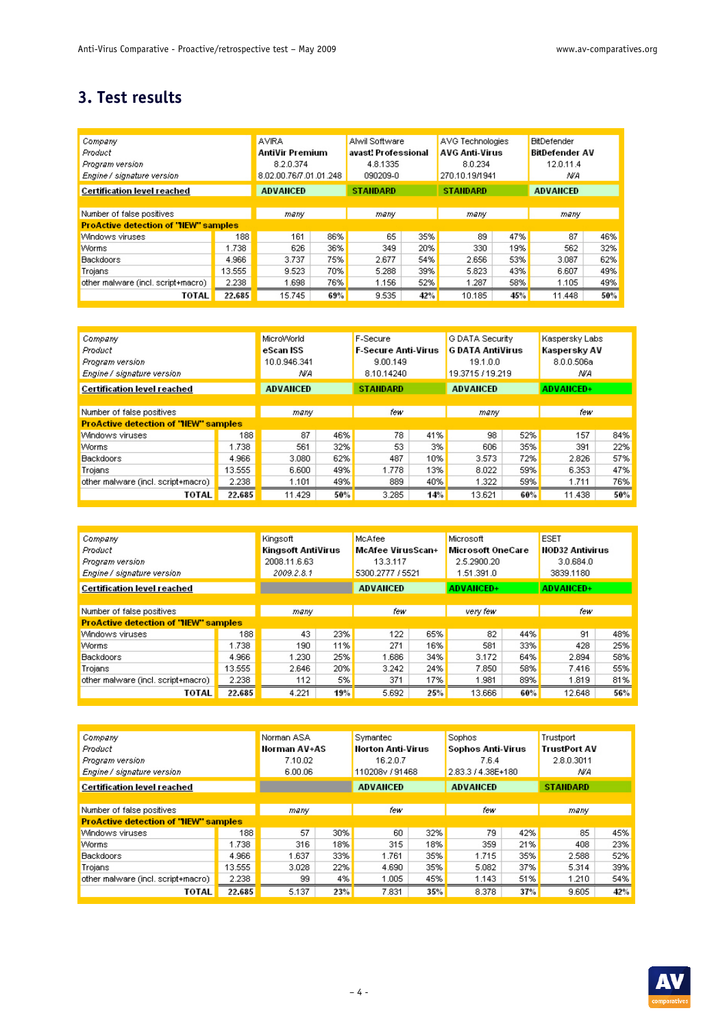## 3. Test results

| *Company* | | AVIRA | | Alwil Software | | AVG Technologies | | BitDefender | |
|---|---|---|---|---|---|---|---|---|---|
| *Product* | | **AntiVir Premium** | | **avast! Professional** | | **AVG Anti-Virus** | | **BitDefender AV** | |
| *Program version* | | 8.2.0.374 | | 4.8.1335 | | 8.0.234 | | 12.0.11.4 | |
| *Engine / signature version* | | 8.02.00.76/7.01.01.248 | | 090209-0 | | 270.10.19/1941 | | N/A | |
| **Certification level reached** | | **ADVANCED** | | **STANDARD** | | **STANDARD** | | **ADVANCED** | |
| Number of false positives | | *many* | | *many* | | *many* | | *many* | |
| **ProActive detection of "NEW" samples** | | | | | | | | | |
| Windows viruses | 188 | 161 | 86% | 65 | 35% | 89 | 47% | 87 | 46% |
| Worms | 1.738 | 626 | 36% | 349 | 20% | 330 | 19% | 562 | 32% |
| Backdoors | 4.966 | 3.737 | 75% | 2.677 | 54% | 2.656 | 53% | 3.087 | 62% |
| Trojans | 13.555 | 9.523 | 70% | 5.288 | 39% | 5.823 | 43% | 6.607 | 49% |
| other malware (incl. script+macro) | 2.238 | 1.698 | 76% | 1.156 | 52% | 1.287 | 58% | 1.105 | 49% |
| **TOTAL** | **22.685** | 15.745 | **69%** | 9.535 | **42%** | 10.185 | **45%** | 11.448 | **50%** |

| *Company* | | MicroWorld | | F-Secure | | G DATA Security | | Kaspersky Labs | |
|---|---|---|---|---|---|---|---|---|---|
| *Product* | | **eScan ISS** | | **F-Secure Anti-Virus** | | **G DATA AntiVirus** | | **Kaspersky AV** | |
| *Program version* | | 10.0.946.341 | | 9.00.149 | | 19.1.0.0 | | 8.0.0.506a | |
| *Engine / signature version* | | N/A | | 8.10.14240 | | 19.3715 / 19.219 | | N/A | |
| **Certification level reached** | | **ADVANCED** | | **STANDARD** | | **ADVANCED** | | **ADVANCED+** | |
| Number of false positives | | *many* | | *few* | | *many* | | *few* | |
| **ProActive detection of "NEW" samples** | | | | | | | | | |
| Windows viruses | 188 | 87 | 46% | 78 | 41% | 98 | 52% | 157 | 84% |
| Worms | 1.738 | 561 | 32% | 53 | 3% | 606 | 35% | 391 | 22% |
| Backdoors | 4.966 | 3.080 | 62% | 487 | 10% | 3.573 | 72% | 2.826 | 57% |
| Trojans | 13.555 | 6.600 | 49% | 1.778 | 13% | 8.022 | 59% | 6.353 | 47% |
| other malware (incl. script+macro) | 2.238 | 1.101 | 49% | 889 | 40% | 1.322 | 59% | 1.711 | 76% |
| **TOTAL** | **22.685** | 11.429 | **50%** | 3.285 | **14%** | 13.621 | **60%** | 11.438 | **50%** |

| *Company* | | Kingsoft | | McAfee | | Microsoft | | ESET | |
|---|---|---|---|---|---|---|---|---|---|
| *Product* | | **Kingsoft AntiVirus** | | **McAfee VirusScan+** | | **Microsoft OneCare** | | **NOD32 Antivirus** | |
| *Program version* | | 2008.11.6.63 | | 13.3.117 | | 2.5.2900.20 | | 3.0.684.0 | |
| *Engine / signature version* | | 2009.2.8.1 | | 5300.2777 / 5521 | | 1.51.391.0 | | 3839.1180 | |
| **Certification level reached** | | | | **ADVANCED** | | **ADVANCED+** | | **ADVANCED+** | |
| Number of false positives | | *many* | | *few* | | *very few* | | *few* | |
| **ProActive detection of "NEW" samples** | | | | | | | | | |
| Windows viruses | 188 | 43 | 23% | 122 | 65% | 82 | 44% | 91 | 48% |
| Worms | 1.738 | 190 | 11% | 271 | 16% | 581 | 33% | 428 | 25% |
| Backdoors | 4.966 | 1.230 | 25% | 1.686 | 34% | 3.172 | 64% | 2.894 | 58% |
| Trojans | 13.555 | 2.646 | 20% | 3.242 | 24% | 7.850 | 58% | 7.416 | 55% |
| other malware (incl. script+macro) | 2.238 | 112 | 5% | 371 | 17% | 1.981 | 89% | 1.819 | 81% |
| **TOTAL** | **22.685** | 4.221 | **19%** | 5.692 | **25%** | 13.666 | **60%** | 12.648 | **56%** |

| *Company* | | Norman ASA | | Symantec | | Sophos | | Trustport | |
|---|---|---|---|---|---|---|---|---|---|
| *Product* | | **Norman AV+AS** | | **Norton Anti-Virus** | | **Sophos Anti-Virus** | | **TrustPort AV** | |
| *Program version* | | 7.10.02 | | 16.2.0.7 | | 7.6.4 | | 2.8.0.3011 | |
| *Engine / signature version* | | 6.00.06 | | 110208v / 91468 | | 2.83.3 / 4.38E+180 | | N/A | |
| **Certification level reached** | | | | **ADVANCED** | | **ADVANCED** | | **STANDARD** | |
| Number of false positives | | *many* | | *few* | | *few* | | *many* | |
| **ProActive detection of "NEW" samples** | | | | | | | | | |
| Windows viruses | 188 | 57 | 30% | 60 | 32% | 79 | 42% | 85 | 45% |
| Worms | 1.738 | 316 | 18% | 315 | 18% | 359 | 21% | 408 | 23% |
| Backdoors | 4.966 | 1.637 | 33% | 1.761 | 35% | 1.715 | 35% | 2.588 | 52% |
| Trojans | 13.555 | 3.028 | 22% | 4.690 | 35% | 5.082 | 37% | 5.314 | 39% |
| other malware (incl. script+macro) | 2.238 | 99 | 4% | 1.005 | 45% | 1.143 | 51% | 1.210 | 54% |
| **TOTAL** | **22.685** | 5.137 | **23%** | 7.831 | **35%** | 8.378 | **37%** | 9.605 | **42%** |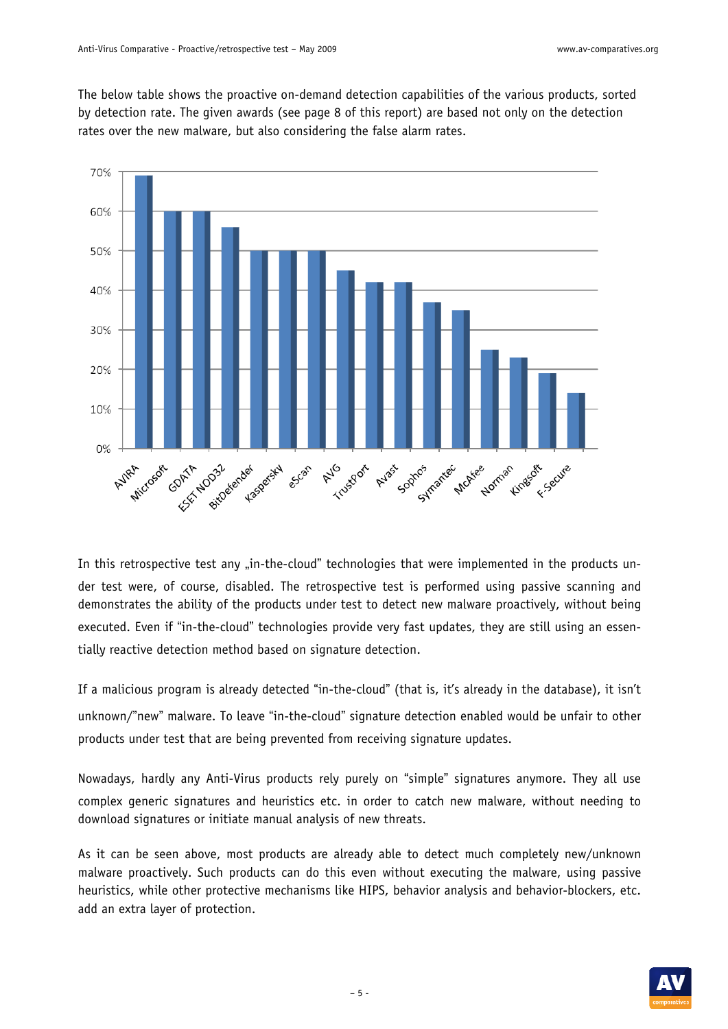The below table shows the proactive on-demand detection capabilities of the various products, sorted by detection rate. The given awards (see page 8 of this report) are based not only on the detection rates over the new malware, but also considering the false alarm rates.

In this retrospective test any „in-the-cloud" technologies that were implemented in the products under test were, of course, disabled. The retrospective test is performed using passive scanning and demonstrates the ability of the products under test to detect new malware proactively, without being executed. Even if "in-the-cloud" technologies provide very fast updates, they are still using an essentially reactive detection method based on signature detection.

If a malicious program is already detected "in-the-cloud" (that is, it's already in the database), it isn't unknown/"new" malware. To leave "in-the-cloud" signature detection enabled would be unfair to other products under test that are being prevented from receiving signature updates.

Nowadays, hardly any Anti-Virus products rely purely on "simple" signatures anymore. They all use complex generic signatures and heuristics etc. in order to catch new malware, without needing to download signatures or initiate manual analysis of new threats.

As it can be seen above, most products are already able to detect much completely new/unknown malware proactively. Such products can do this even without executing the malware, using passive heuristics, while other protective mechanisms like HIPS, behavior analysis and behavior-blockers, etc. add an extra layer of protection.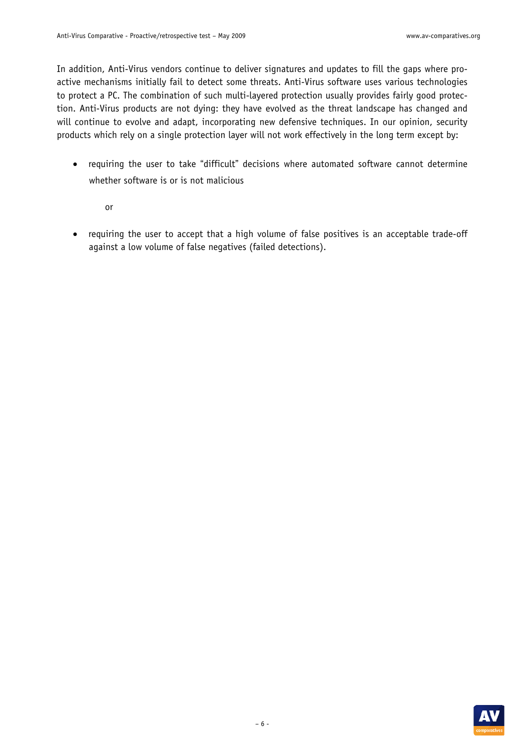In addition, Anti-Virus vendors continue to deliver signatures and updates to fill the gaps where proactive mechanisms initially fail to detect some threats. Anti-Virus software uses various technologies to protect a PC. The combination of such multi-layered protection usually provides fairly good protection. Anti-Virus products are not dying: they have evolved as the threat landscape has changed and will continue to evolve and adapt, incorporating new defensive techniques. In our opinion, security products which rely on a single protection layer will not work effectively in the long term except by:

- requiring the user to take “difficult” decisions where automated software cannot determine whether software is or is not malicious

  or

- requiring the user to accept that a high volume of false positives is an acceptable trade-off against a low volume of false negatives (failed detections).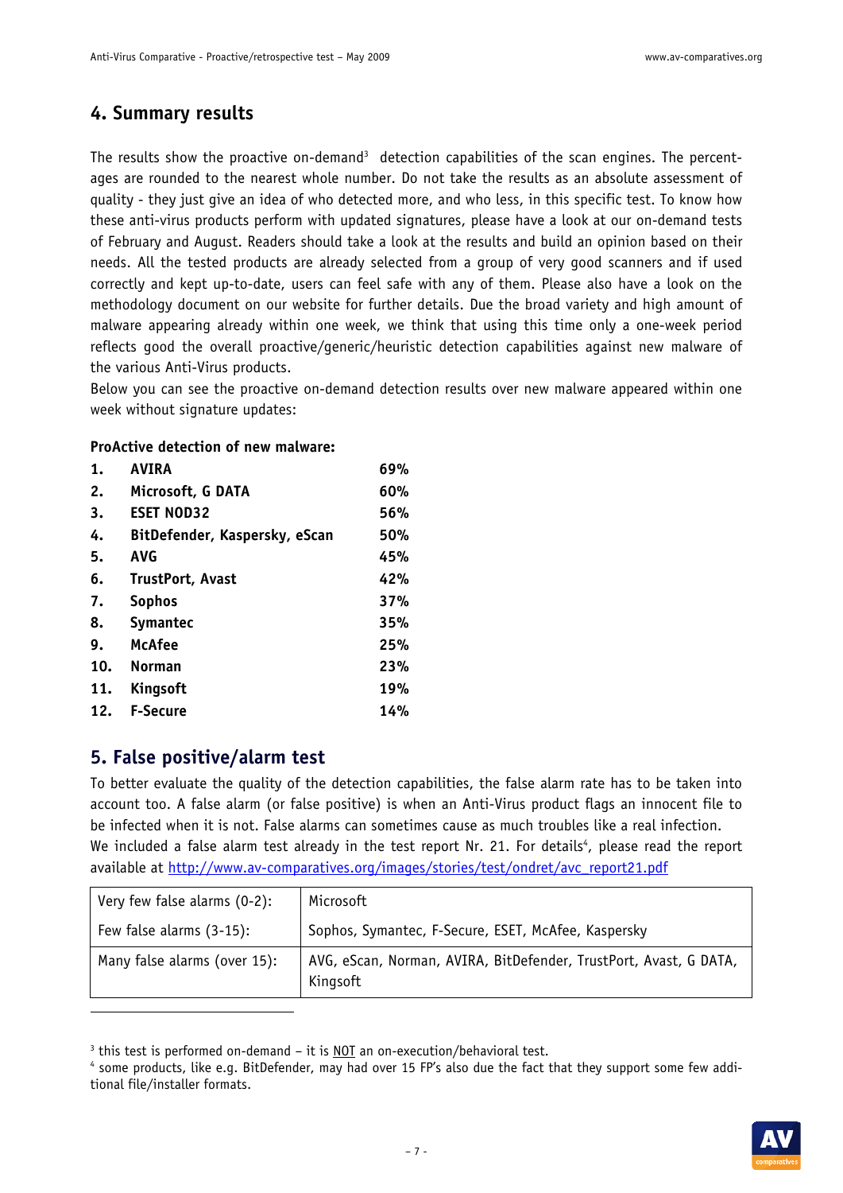## 4. Summary results

The results show the proactive on-demand[3] detection capabilities of the scan engines. The percentages are rounded to the nearest whole number. Do not take the results as an absolute assessment of quality - they just give an idea of who detected more, and who less, in this specific test. To know how these anti-virus products perform with updated signatures, please have a look at our on-demand tests of February and August. Readers should take a look at the results and build an opinion based on their needs. All the tested products are already selected from a group of very good scanners and if used correctly and kept up-to-date, users can feel safe with any of them. Please also have a look on the methodology document on our website for further details. Due the broad variety and high amount of malware appearing already within one week, we think that using this time only a one-week period reflects good the overall proactive/generic/heuristic detection capabilities against new malware of the various Anti-Virus products.

Below you can see the proactive on-demand detection results over new malware appeared within one week without signature updates:

**ProActive detection of new malware:**

| | | |
|---|---|---|
| **1.** | **AVIRA** | **69%** |
| **2.** | **Microsoft, G DATA** | **60%** |
| **3.** | **ESET NOD32** | **56%** |
| **4.** | **BitDefender, Kaspersky, eScan** | **50%** |
| **5.** | **AVG** | **45%** |
| **6.** | **TrustPort, Avast** | **42%** |
| **7.** | **Sophos** | **37%** |
| **8.** | **Symantec** | **35%** |
| **9.** | **McAfee** | **25%** |
| **10.** | **Norman** | **23%** |
| **11.** | **Kingsoft** | **19%** |
| **12.** | **F-Secure** | **14%** |

## 5. False positive/alarm test

To better evaluate the quality of the detection capabilities, the false alarm rate has to be taken into account too. A false alarm (or false positive) is when an Anti-Virus product flags an innocent file to be infected when it is not. False alarms can sometimes cause as much troubles like a real infection.

We included a false alarm test already in the test report Nr. 21. For details[4], please read the report available at http://www.av-comparatives.org/images/stories/test/ondret/avc_report21.pdf

| | |
|---|---|
| Very few false alarms (0-2): | Microsoft |
| Few false alarms (3-15): | Sophos, Symantec, F-Secure, ESET, McAfee, Kaspersky |
| Many false alarms (over 15): | AVG, eScan, Norman, AVIRA, BitDefender, TrustPort, Avast, G DATA, Kingsoft |

---

[3] this test is performed on-demand – it is NOT an on-execution/behavioral test.

[4] some products, like e.g. BitDefender, may had over 15 FP's also due the fact that they support some few additional file/installer formats.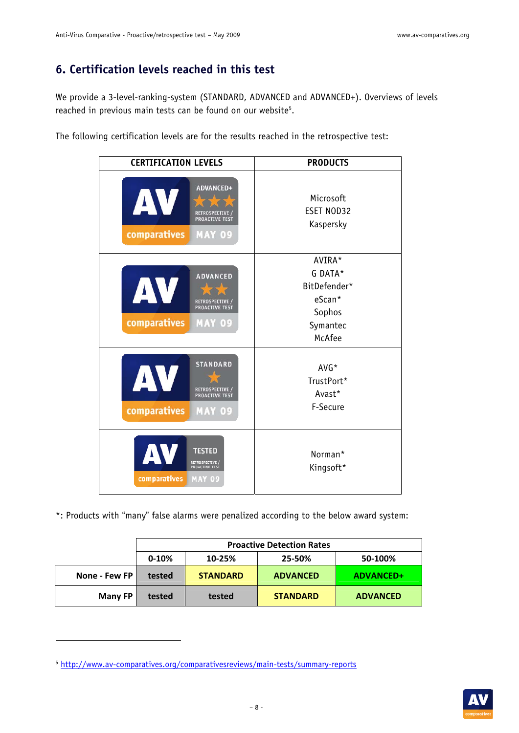## 6. Certification levels reached in this test

We provide a 3-level-ranking-system (STANDARD, ADVANCED and ADVANCED+). Overviews of levels reached in previous main tests can be found on our website[5].

The following certification levels are for the results reached in the retrospective test:

| CERTIFICATION LEVELS | PRODUCTS |
| --- | --- |
| ADVANCED+ | Microsoft<br>ESET NOD32<br>Kaspersky |
| ADVANCED | AVIRA*<br>G DATA*<br>BitDefender*<br>eScan*<br>Sophos<br>Symantec<br>McAfee |
| STANDARD | AVG*<br>TrustPort*<br>Avast*<br>F-Secure |
| TESTED | Norman*<br>Kingsoft* |

*: Products with "many" false alarms were penalized according to the below award system:

| | Proactive Detection Rates | | | |
| --- | --- | --- | --- | --- |
| | 0-10% | 10-25% | 25-50% | 50-100% |
| None - Few FP | tested | STANDARD | ADVANCED | ADVANCED+ |
| Many FP | tested | tested | STANDARD | ADVANCED |

[5] http://www.av-comparatives.org/comparativesreviews/main-tests/summary-reports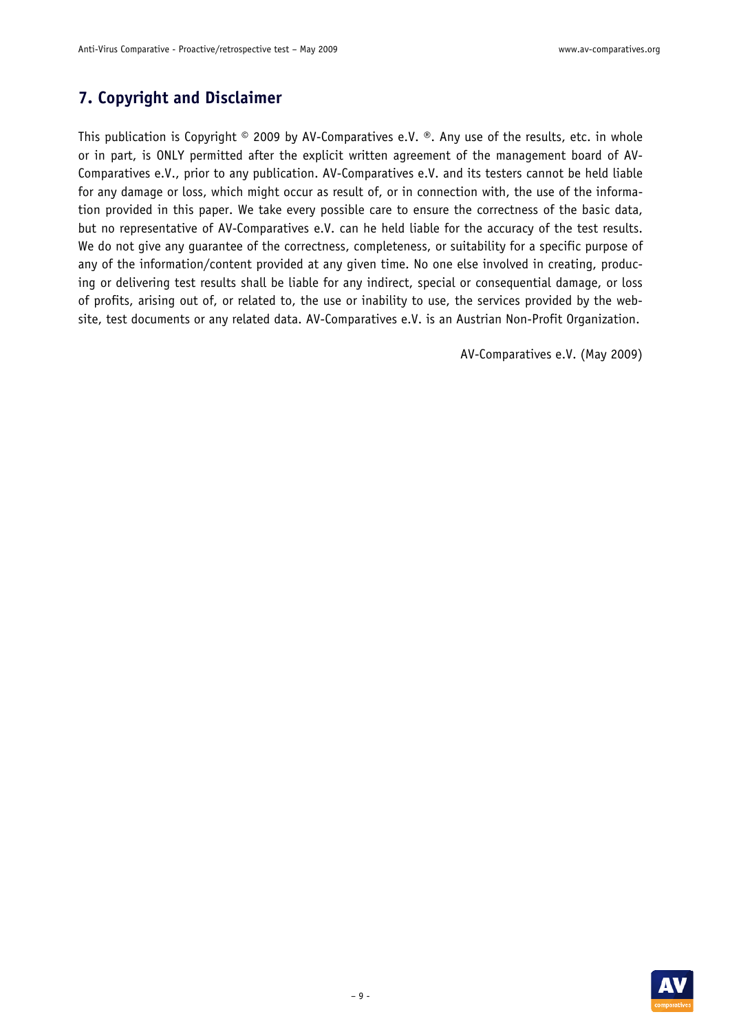## 7. Copyright and Disclaimer

This publication is Copyright © 2009 by AV-Comparatives e.V. ®. Any use of the results, etc. in whole or in part, is ONLY permitted after the explicit written agreement of the management board of AV-Comparatives e.V., prior to any publication. AV-Comparatives e.V. and its testers cannot be held liable for any damage or loss, which might occur as result of, or in connection with, the use of the information provided in this paper. We take every possible care to ensure the correctness of the basic data, but no representative of AV-Comparatives e.V. can he held liable for the accuracy of the test results. We do not give any guarantee of the correctness, completeness, or suitability for a specific purpose of any of the information/content provided at any given time. No one else involved in creating, producing or delivering test results shall be liable for any indirect, special or consequential damage, or loss of profits, arising out of, or related to, the use or inability to use, the services provided by the website, test documents or any related data. AV-Comparatives e.V. is an Austrian Non-Profit Organization.

AV-Comparatives e.V. (May 2009)